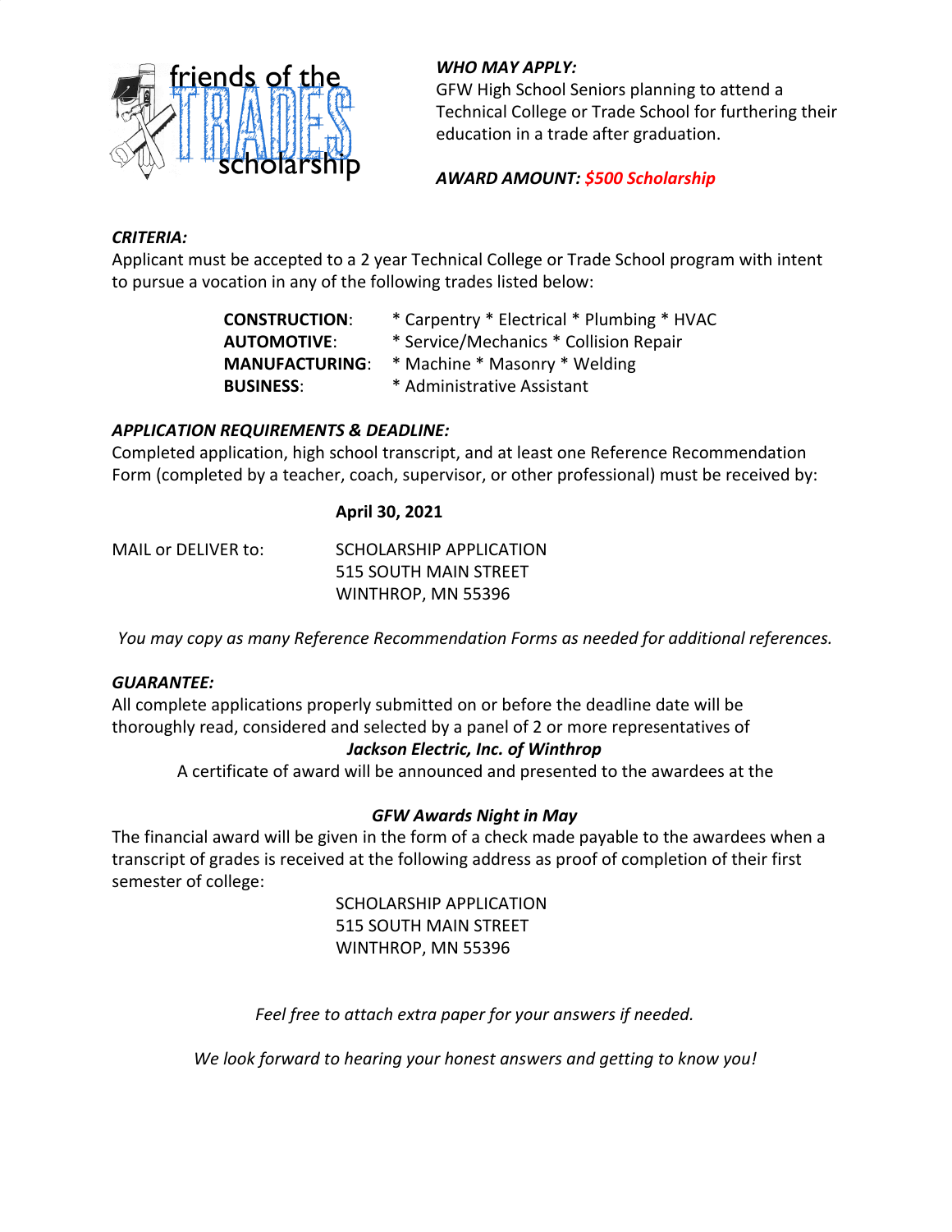friends of the TRADES scholarship

***WHO MAY APPLY:***
GFW High School Seniors planning to attend a Technical College or Trade School for furthering their education in a trade after graduation.

***AWARD AMOUNT: $500 Scholarship***

***CRITERIA:***
Applicant must be accepted to a 2 year Technical College or Trade School program with intent to pursue a vocation in any of the following trades listed below:

| | |
|---|---|
| **CONSTRUCTION**: | * Carpentry * Electrical * Plumbing * HVAC |
| **AUTOMOTIVE**: | * Service/Mechanics * Collision Repair |
| **MANUFACTURING**: | * Machine * Masonry * Welding |
| **BUSINESS**: | * Administrative Assistant |

***APPLICATION REQUIREMENTS & DEADLINE:***
Completed application, high school transcript, and at least one Reference Recommendation Form (completed by a teacher, coach, supervisor, or other professional) must be received by:

**April 30, 2021**

MAIL or DELIVER to:

SCHOLARSHIP APPLICATION
515 SOUTH MAIN STREET
WINTHROP, MN 55396

*You may copy as many Reference Recommendation Forms as needed for additional references.*

***GUARANTEE:***
All complete applications properly submitted on or before the deadline date will be thoroughly read, considered and selected by a panel of 2 or more representatives of

***Jackson Electric, Inc. of Winthrop***

A certificate of award will be announced and presented to the awardees at the

***GFW Awards Night in May***

The financial award will be given in the form of a check made payable to the awardees when a transcript of grades is received at the following address as proof of completion of their first semester of college:

SCHOLARSHIP APPLICATION
515 SOUTH MAIN STREET
WINTHROP, MN 55396

*Feel free to attach extra paper for your answers if needed.*

*We look forward to hearing your honest answers and getting to know you!*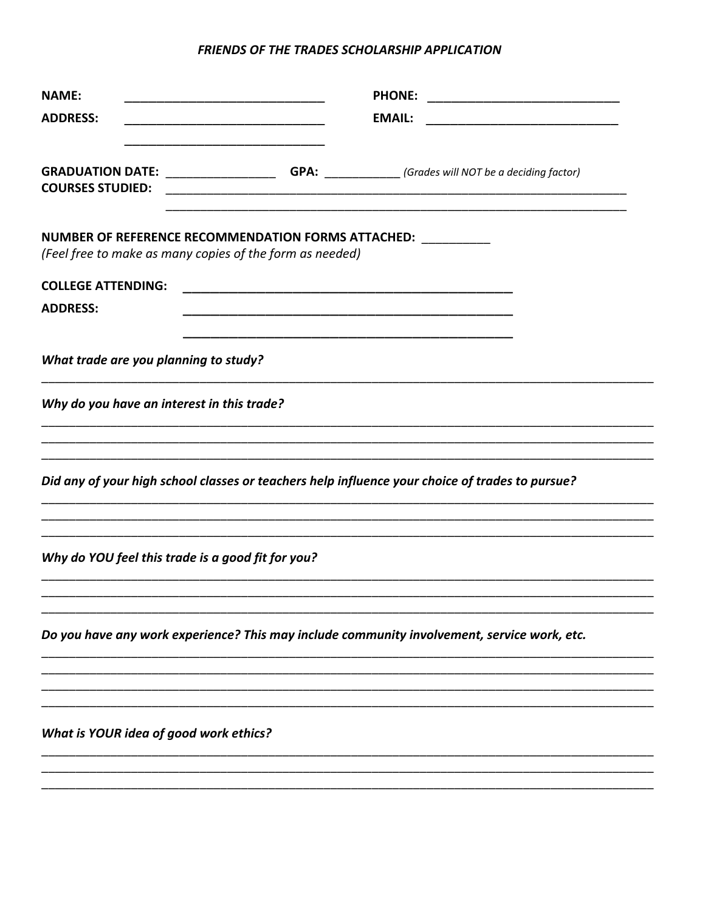***FRIENDS OF THE TRADES SCHOLARSHIP APPLICATION***

**NAME:** ______________________________ **PHONE:** ____________________________

**ADDRESS:** ______________________________ **EMAIL:** ____________________________

______________________________

**GRADUATION DATE:** ________________ **GPA:** ___________ *(Grades will NOT be a deciding factor)*

**COURSES STUDIED:** ________________________________________________________________________

________________________________________________________________________

**NUMBER OF REFERENCE RECOMMENDATION FORMS ATTACHED:** __________

*(Feel free to make as many copies of the form as needed)*

**COLLEGE ATTENDING:** __________________________________________________

**ADDRESS:** __________________________________________________

__________________________________________________

***What trade are you planning to study?***

______________________________________________________________________________________________

***Why do you have an interest in this trade?***

______________________________________________________________________________________________

______________________________________________________________________________________________

______________________________________________________________________________________________

***Did any of your high school classes or teachers help influence your choice of trades to pursue?***

______________________________________________________________________________________________

______________________________________________________________________________________________

______________________________________________________________________________________________

***Why do YOU feel this trade is a good fit for you?***

______________________________________________________________________________________________

______________________________________________________________________________________________

______________________________________________________________________________________________

***Do you have any work experience? This may include community involvement, service work, etc.***

______________________________________________________________________________________________

______________________________________________________________________________________________

______________________________________________________________________________________________

______________________________________________________________________________________________

***What is YOUR idea of good work ethics?***

______________________________________________________________________________________________

______________________________________________________________________________________________

______________________________________________________________________________________________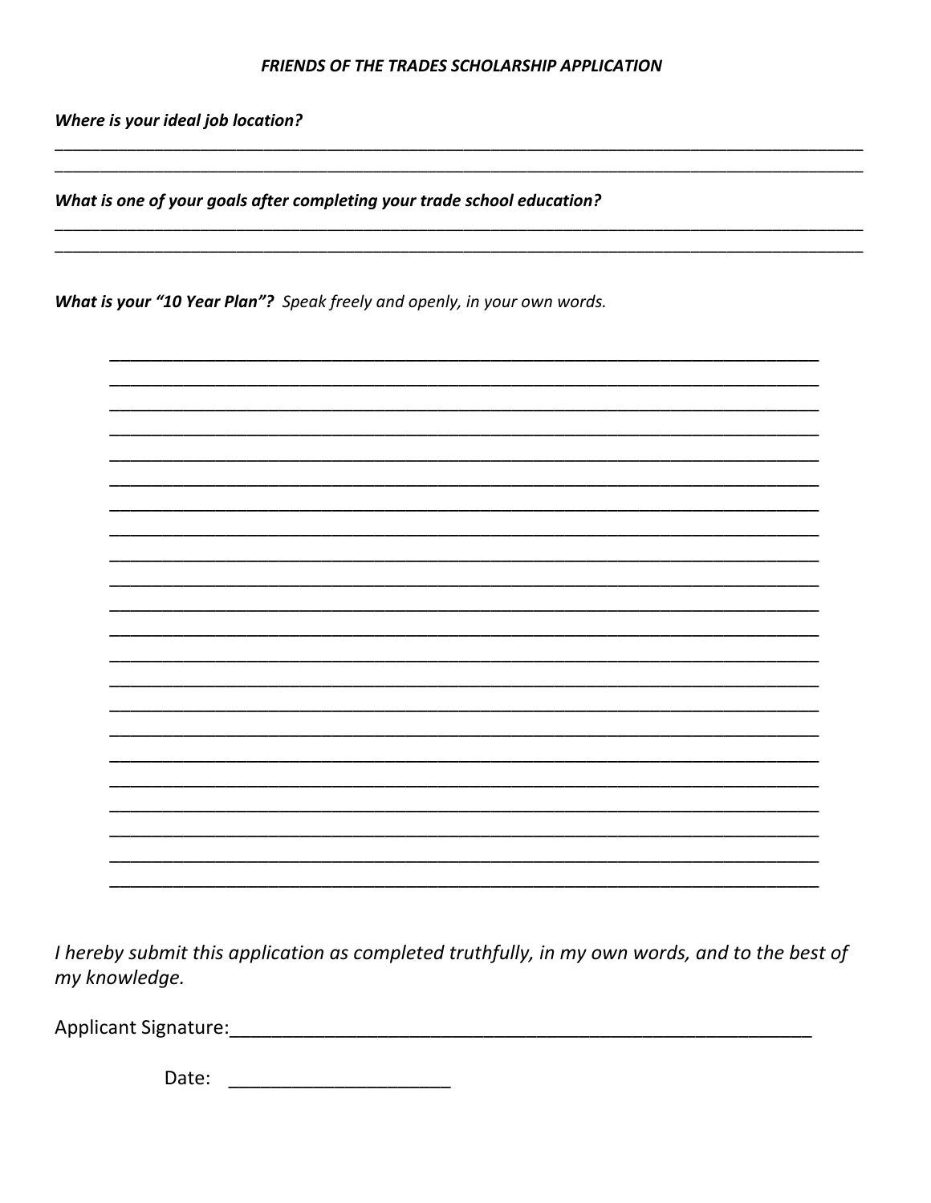***FRIENDS OF THE TRADES SCHOLARSHIP APPLICATION***

***Where is your ideal job location?***

_____________________________________________________________________________________________
_____________________________________________________________________________________________

***What is one of your goals after completing your trade school education?***

_____________________________________________________________________________________________
_____________________________________________________________________________________________

***What is your "10 Year Plan"?*** *Speak freely and openly, in your own words.*

_____________________________________________________________________________
_____________________________________________________________________________
_____________________________________________________________________________
_____________________________________________________________________________
_____________________________________________________________________________
_____________________________________________________________________________
_____________________________________________________________________________
_____________________________________________________________________________
_____________________________________________________________________________
_____________________________________________________________________________
_____________________________________________________________________________
_____________________________________________________________________________
_____________________________________________________________________________
_____________________________________________________________________________
_____________________________________________________________________________
_____________________________________________________________________________
_____________________________________________________________________________
_____________________________________________________________________________
_____________________________________________________________________________
_____________________________________________________________________________
_____________________________________________________________________________
_____________________________________________________________________________

*I hereby submit this application as completed truthfully, in my own words, and to the best of my knowledge.*

Applicant Signature:_________________________________________________________

Date: ____________________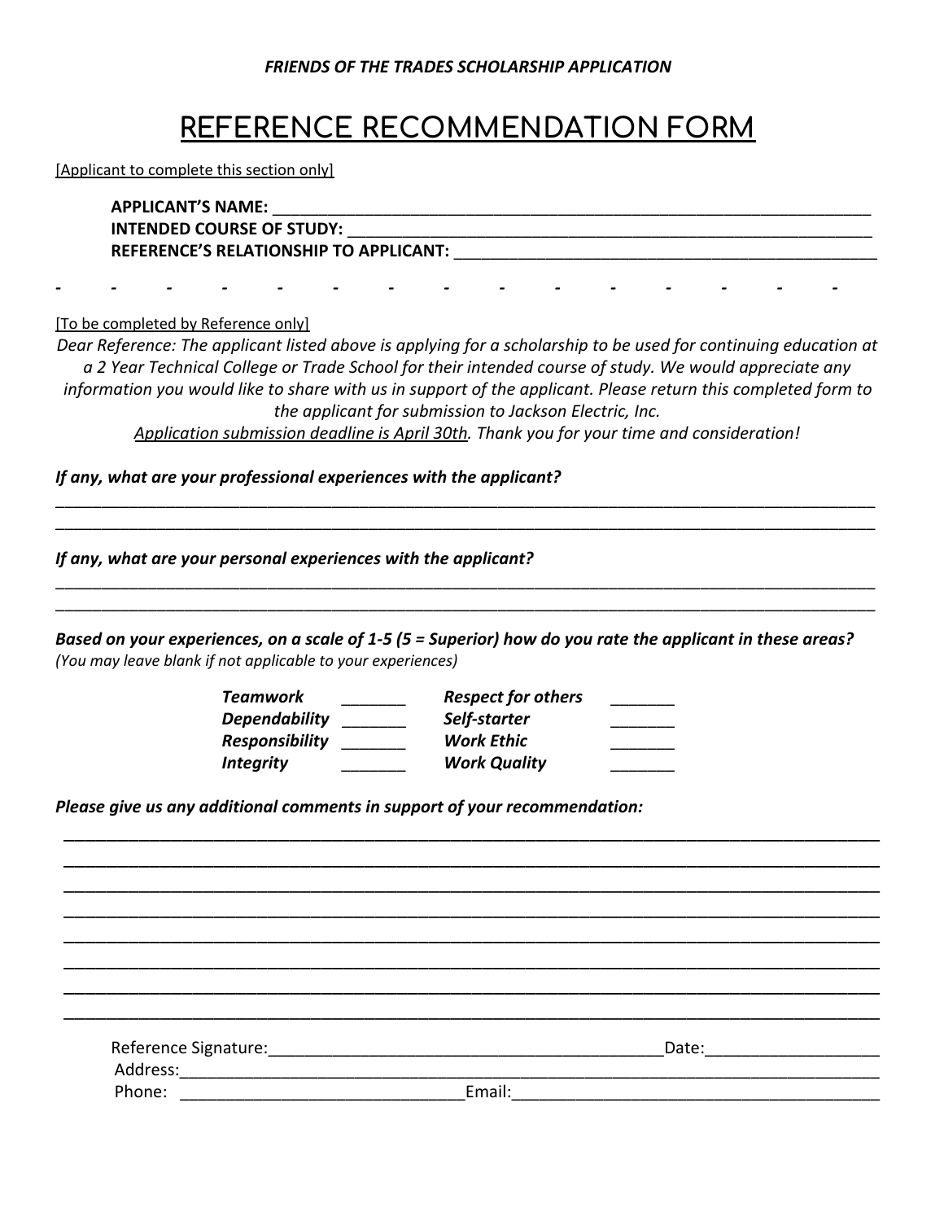***FRIENDS OF THE TRADES SCHOLARSHIP APPLICATION***

# REFERENCE RECOMMENDATION FORM

[Applicant to complete this section only]

**APPLICANT'S NAME:** ________________________________________________

**INTENDED COURSE OF STUDY:** ________________________________________

**REFERENCE'S RELATIONSHIP TO APPLICANT:** ______________________________

\- - - - - - - - - - - - - - -

[To be completed by Reference only]

*Dear Reference: The applicant listed above is applying for a scholarship to be used for continuing education at a 2 Year Technical College or Trade School for their intended course of study. We would appreciate any information you would like to share with us in support of the applicant. Please return this completed form to the applicant for submission to Jackson Electric, Inc.*

*Application submission deadline is April 30th. Thank you for your time and consideration!*

***If any, what are your professional experiences with the applicant?***

_______________________________________________________________________________

_______________________________________________________________________________

***If any, what are your personal experiences with the applicant?***

_______________________________________________________________________________

_______________________________________________________________________________

***Based on your experiences, on a scale of 1-5 (5 = Superior) how do you rate the applicant in these areas?***

*(You may leave blank if not applicable to your experiences)*

| | | | |
|---|---|---|---|
| ***Teamwork*** | _______ | ***Respect for others*** | _______ |
| ***Dependability*** | _______ | ***Self-starter*** | _______ |
| ***Responsibility*** | _______ | ***Work Ethic*** | _______ |
| ***Integrity*** | _______ | ***Work Quality*** | _______ |

***Please give us any additional comments in support of your recommendation:***

_______________________________________________________________________________

_______________________________________________________________________________

_______________________________________________________________________________

_______________________________________________________________________________

_______________________________________________________________________________

_______________________________________________________________________________

_______________________________________________________________________________

_______________________________________________________________________________

Reference Signature:____________________________________________Date:__________________

Address:_______________________________________________________________________________

Phone: ______________________________Email:_______________________________________